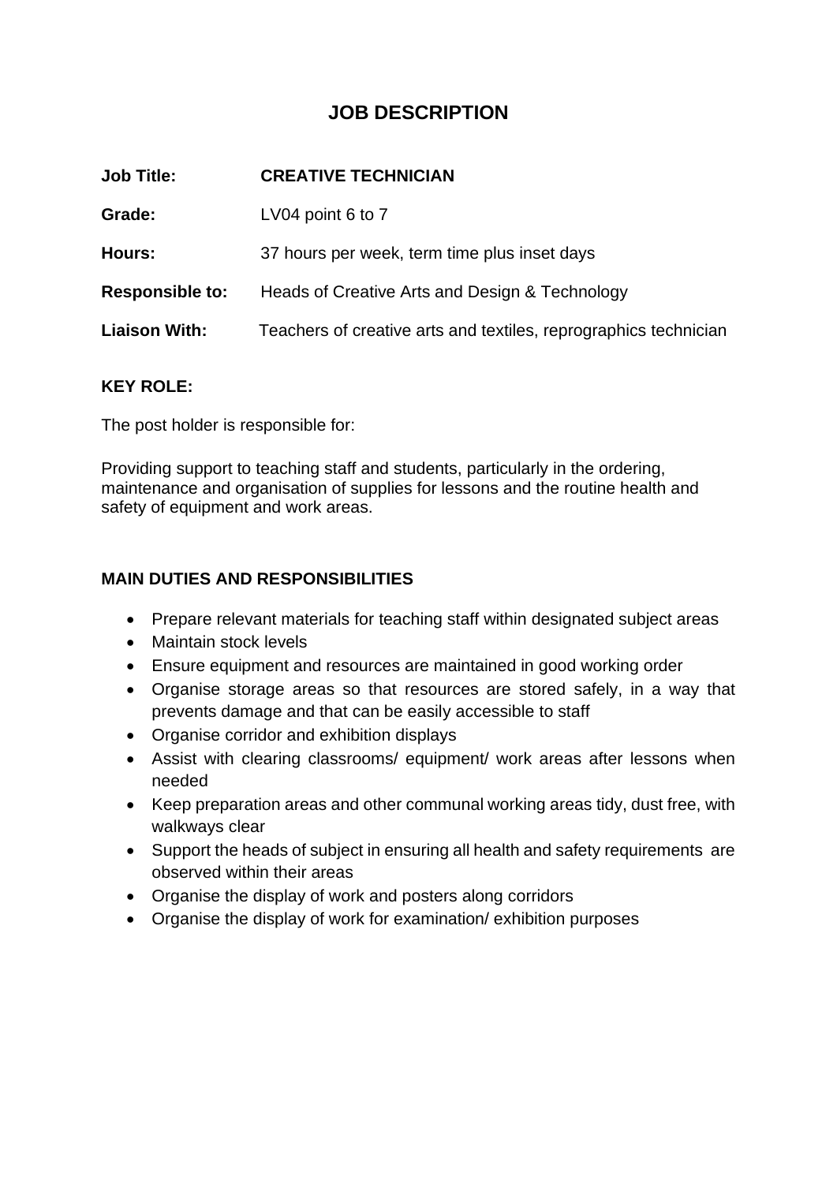# JOB DESCRIPTION

| | |
|---|---|
| **Job Title:** | **CREATIVE TECHNICIAN** |
| **Grade:** | LV04 point 6 to 7 |
| **Hours:** | 37 hours per week, term time plus inset days |
| **Responsible to:** | Heads of Creative Arts and Design & Technology |
| **Liaison With:** | Teachers of creative arts and textiles, reprographics technician |

**KEY ROLE:**

The post holder is responsible for:

Providing support to teaching staff and students, particularly in the ordering, maintenance and organisation of supplies for lessons and the routine health and safety of equipment and work areas.

**MAIN DUTIES AND RESPONSIBILITIES**

- Prepare relevant materials for teaching staff within designated subject areas
- Maintain stock levels
- Ensure equipment and resources are maintained in good working order
- Organise storage areas so that resources are stored safely, in a way that prevents damage and that can be easily accessible to staff
- Organise corridor and exhibition displays
- Assist with clearing classrooms/ equipment/ work areas after lessons when needed
- Keep preparation areas and other communal working areas tidy, dust free, with walkways clear
- Support the heads of subject in ensuring all health and safety requirements are observed within their areas
- Organise the display of work and posters along corridors
- Organise the display of work for examination/ exhibition purposes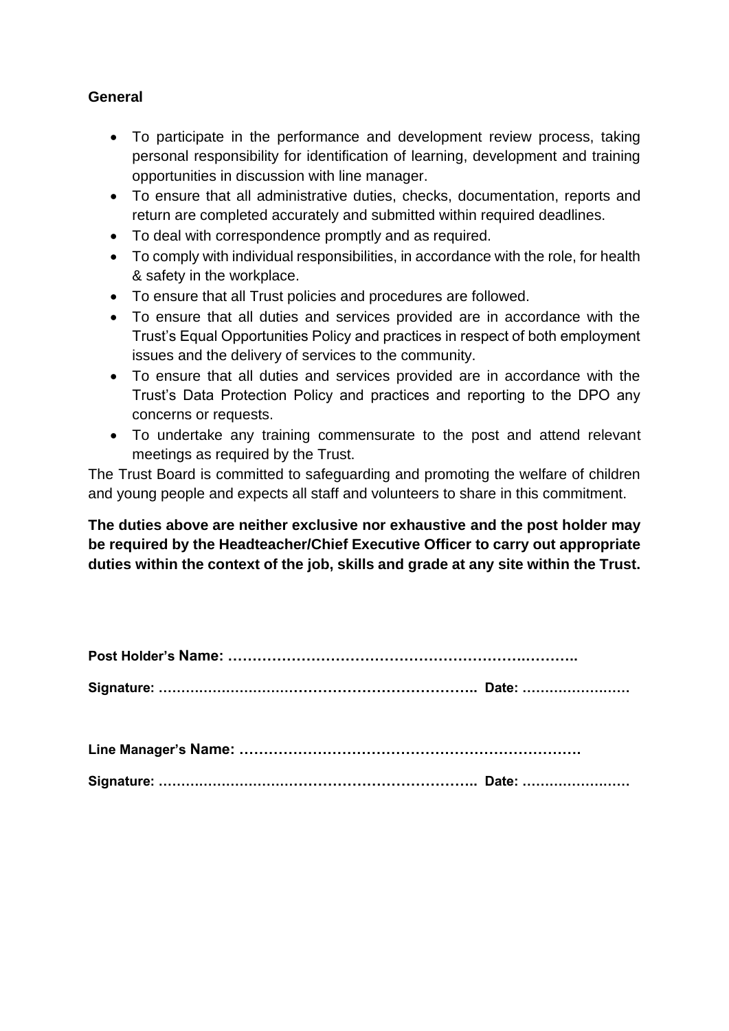**General**

- To participate in the performance and development review process, taking personal responsibility for identification of learning, development and training opportunities in discussion with line manager.
- To ensure that all administrative duties, checks, documentation, reports and return are completed accurately and submitted within required deadlines.
- To deal with correspondence promptly and as required.
- To comply with individual responsibilities, in accordance with the role, for health & safety in the workplace.
- To ensure that all Trust policies and procedures are followed.
- To ensure that all duties and services provided are in accordance with the Trust's Equal Opportunities Policy and practices in respect of both employment issues and the delivery of services to the community.
- To ensure that all duties and services provided are in accordance with the Trust's Data Protection Policy and practices and reporting to the DPO any concerns or requests.
- To undertake any training commensurate to the post and attend relevant meetings as required by the Trust.

The Trust Board is committed to safeguarding and promoting the welfare of children and young people and expects all staff and volunteers to share in this commitment.

**The duties above are neither exclusive nor exhaustive and the post holder may be required by the Headteacher/Chief Executive Officer to carry out appropriate duties within the context of the job, skills and grade at any site within the Trust.**

**Post Holder's Name: ……………………………………………………….…………..**

**Signature: …………………………………………………………..  Date: ……………………**

**Line Manager's Name: ……………………………………………………………**

**Signature: …………………………………………………………..  Date: ……………………**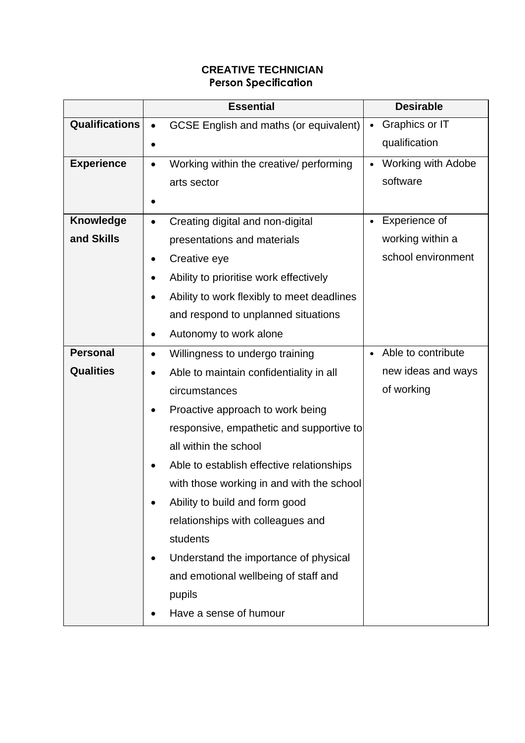**CREATIVE TECHNICIAN**
**Person Specification**

| | Essential | Desirable |
|---|---|---|
| **Qualifications** | • GCSE English and maths (or equivalent)<br>• | • Graphics or IT qualification |
| **Experience** | • Working within the creative/ performing arts sector<br>• | • Working with Adobe software |
| **Knowledge and Skills** | • Creating digital and non-digital presentations and materials<br>• Creative eye<br>• Ability to prioritise work effectively<br>• Ability to work flexibly to meet deadlines and respond to unplanned situations<br>• Autonomy to work alone | • Experience of working within a school environment |
| **Personal Qualities** | • Willingness to undergo training<br>• Able to maintain confidentiality in all circumstances<br>• Proactive approach to work being responsive, empathetic and supportive to all within the school<br>• Able to establish effective relationships with those working in and with the school<br>• Ability to build and form good relationships with colleagues and students<br>• Understand the importance of physical and emotional wellbeing of staff and pupils<br>• Have a sense of humour | • Able to contribute new ideas and ways of working |